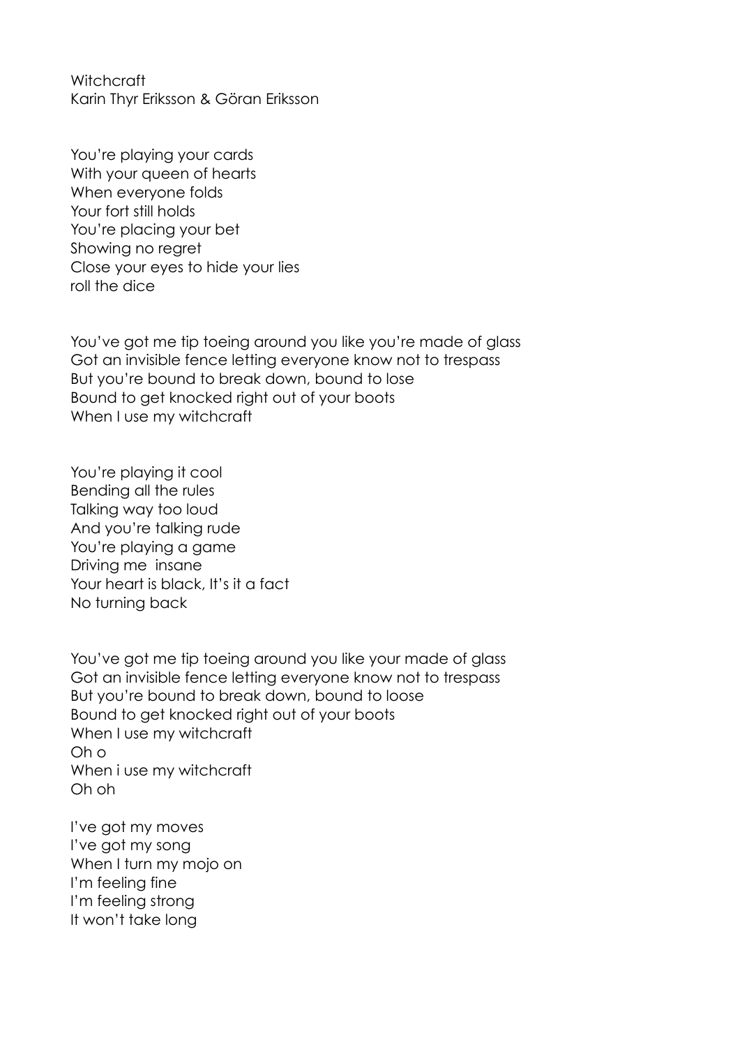Witchcraft
Karin Thyr Eriksson & Göran Eriksson

You're playing your cards
With your queen of hearts
When everyone folds
Your fort still holds
You're placing your bet
Showing no regret
Close your eyes to hide your lies
roll the dice

You've got me tip toeing around you like you're made of glass
Got an invisible fence letting everyone know not to trespass
But you're bound to break down, bound to lose
Bound to get knocked right out of your boots
When I use my witchcraft

You're playing it cool
Bending all the rules
Talking way too loud
And you're talking rude
You're playing a game
Driving me insane
Your heart is black, It's it a fact
No turning back

You've got me tip toeing around you like your made of glass
Got an invisible fence letting everyone know not to trespass
But you're bound to break down, bound to loose
Bound to get knocked right out of your boots
When I use my witchcraft
Oh o
When i use my witchcraft
Oh oh

I've got my moves
I've got my song
When I turn my mojo on
I'm feeling fine
I'm feeling strong
It won't take long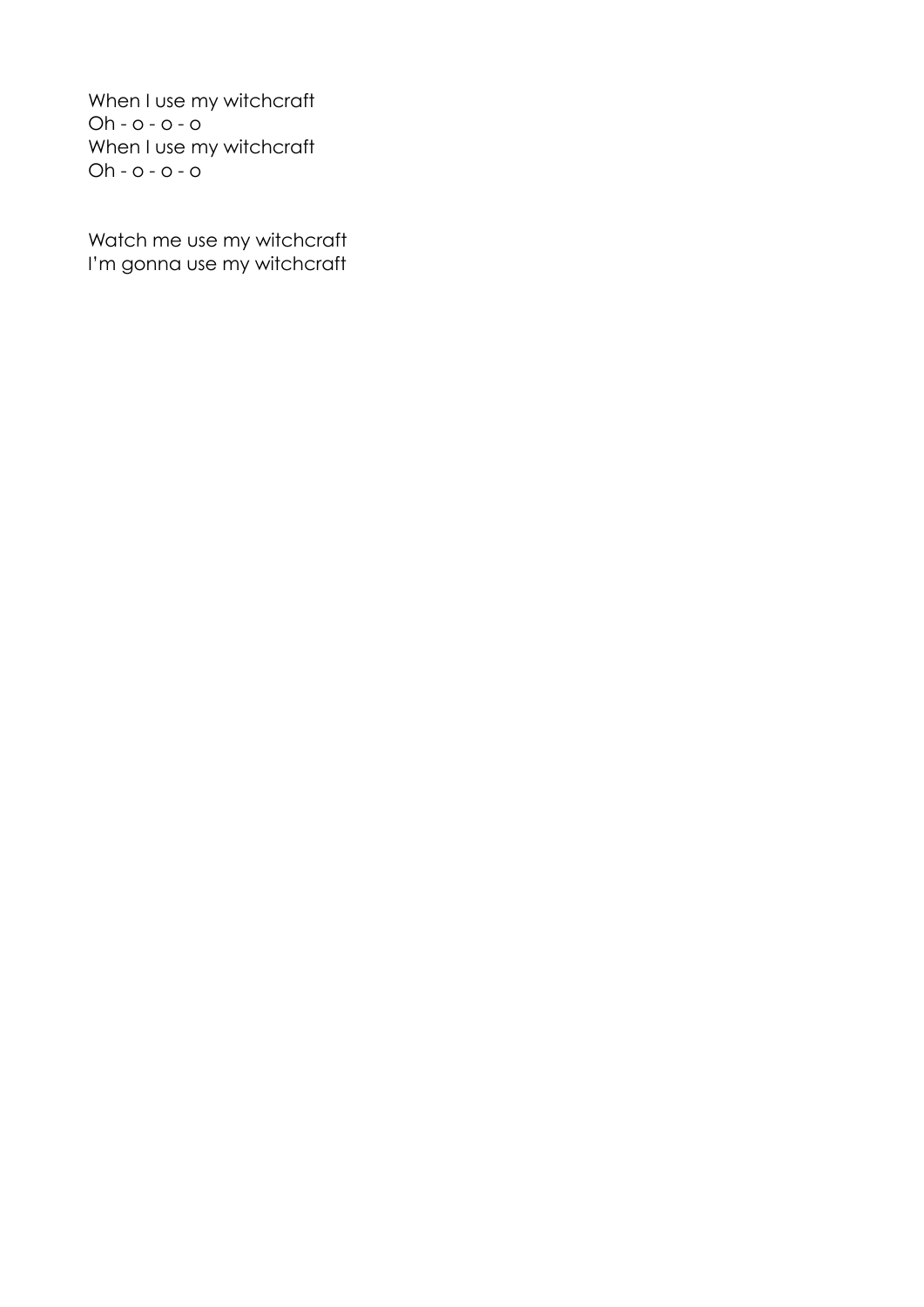When I use my witchcraft
Oh - o - o - o
When I use my witchcraft
Oh - o - o - o

Watch me use my witchcraft
I'm gonna use my witchcraft